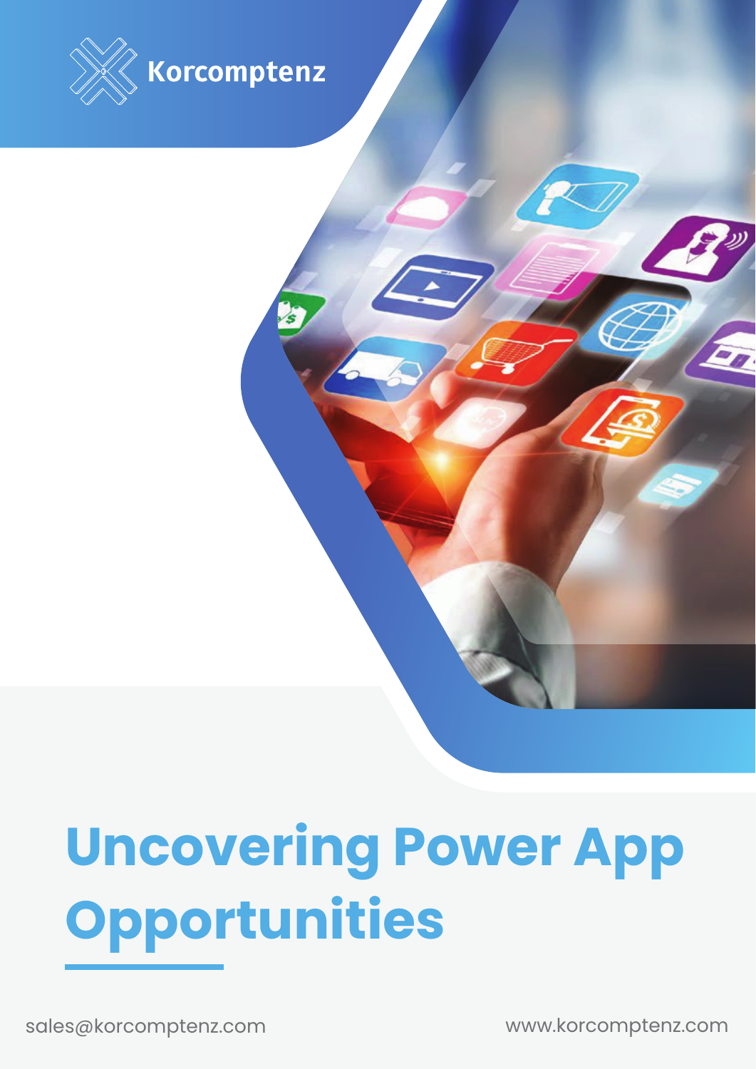Korcomptenz

# Uncovering Power App Opportunities

sales@korcomptenz.com

www.korcomptenz.com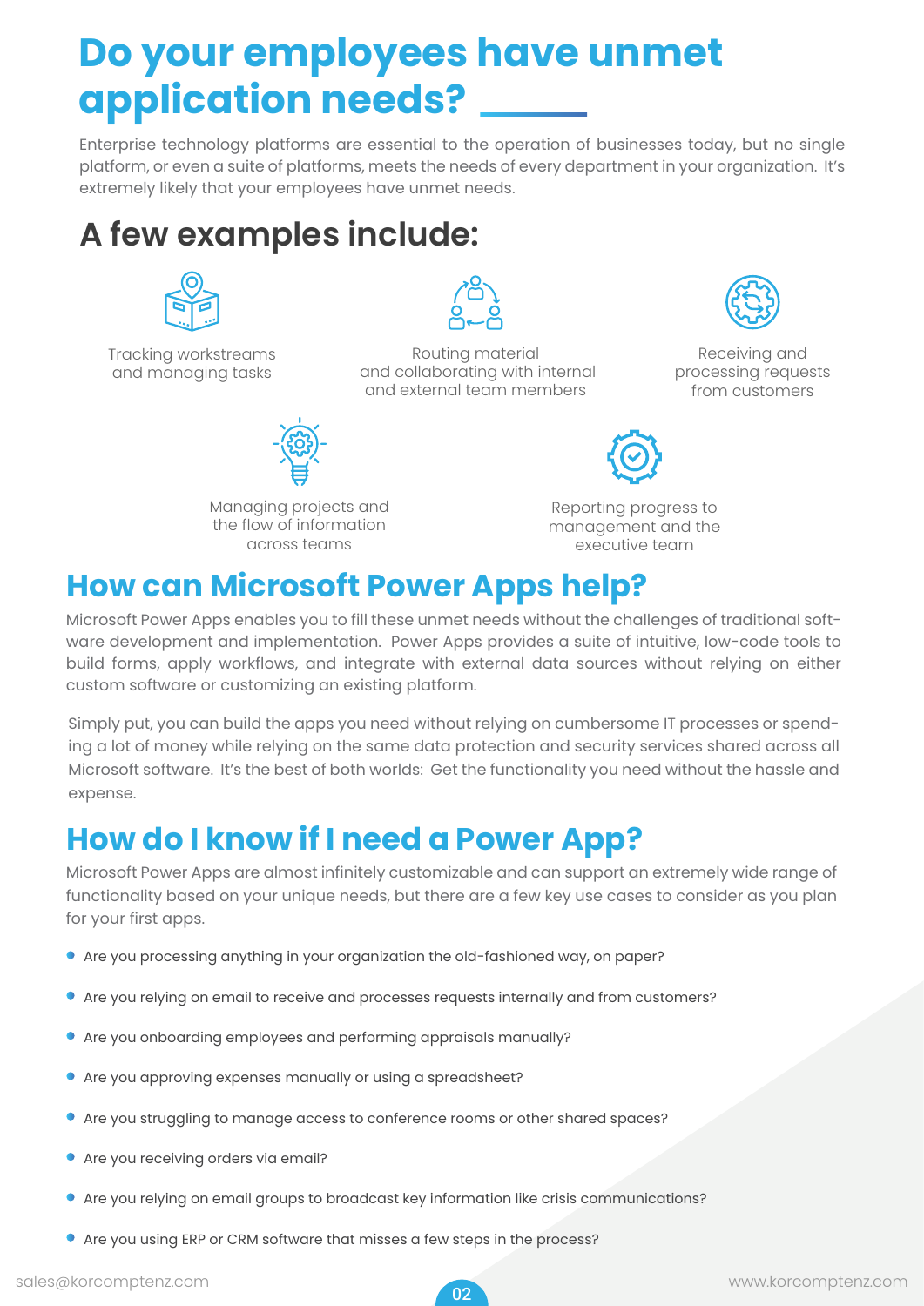# Do your employees have unmet application needs?

Enterprise technology platforms are essential to the operation of businesses today, but no single platform, or even a suite of platforms, meets the needs of every department in your organization. It's extremely likely that your employees have unmet needs.

## A few examples include:

- Tracking workstreams and managing tasks
- Routing material and collaborating with internal and external team members
- Receiving and processing requests from customers
- Managing projects and the flow of information across teams
- Reporting progress to management and the executive team

## How can Microsoft Power Apps help?

Microsoft Power Apps enables you to fill these unmet needs without the challenges of traditional software development and implementation. Power Apps provides a suite of intuitive, low-code tools to build forms, apply workflows, and integrate with external data sources without relying on either custom software or customizing an existing platform.

Simply put, you can build the apps you need without relying on cumbersome IT processes or spending a lot of money while relying on the same data protection and security services shared across all Microsoft software. It's the best of both worlds: Get the functionality you need without the hassle and expense.

## How do I know if I need a Power App?

Microsoft Power Apps are almost infinitely customizable and can support an extremely wide range of functionality based on your unique needs, but there are a few key use cases to consider as you plan for your first apps.

- Are you processing anything in your organization the old-fashioned way, on paper?
- Are you relying on email to receive and processes requests internally and from customers?
- Are you onboarding employees and performing appraisals manually?
- Are you approving expenses manually or using a spreadsheet?
- Are you struggling to manage access to conference rooms or other shared spaces?
- Are you receiving orders via email?
- Are you relying on email groups to broadcast key information like crisis communications?
- Are you using ERP or CRM software that misses a few steps in the process?

sales@korcomptenz.com www.korcomptenz.com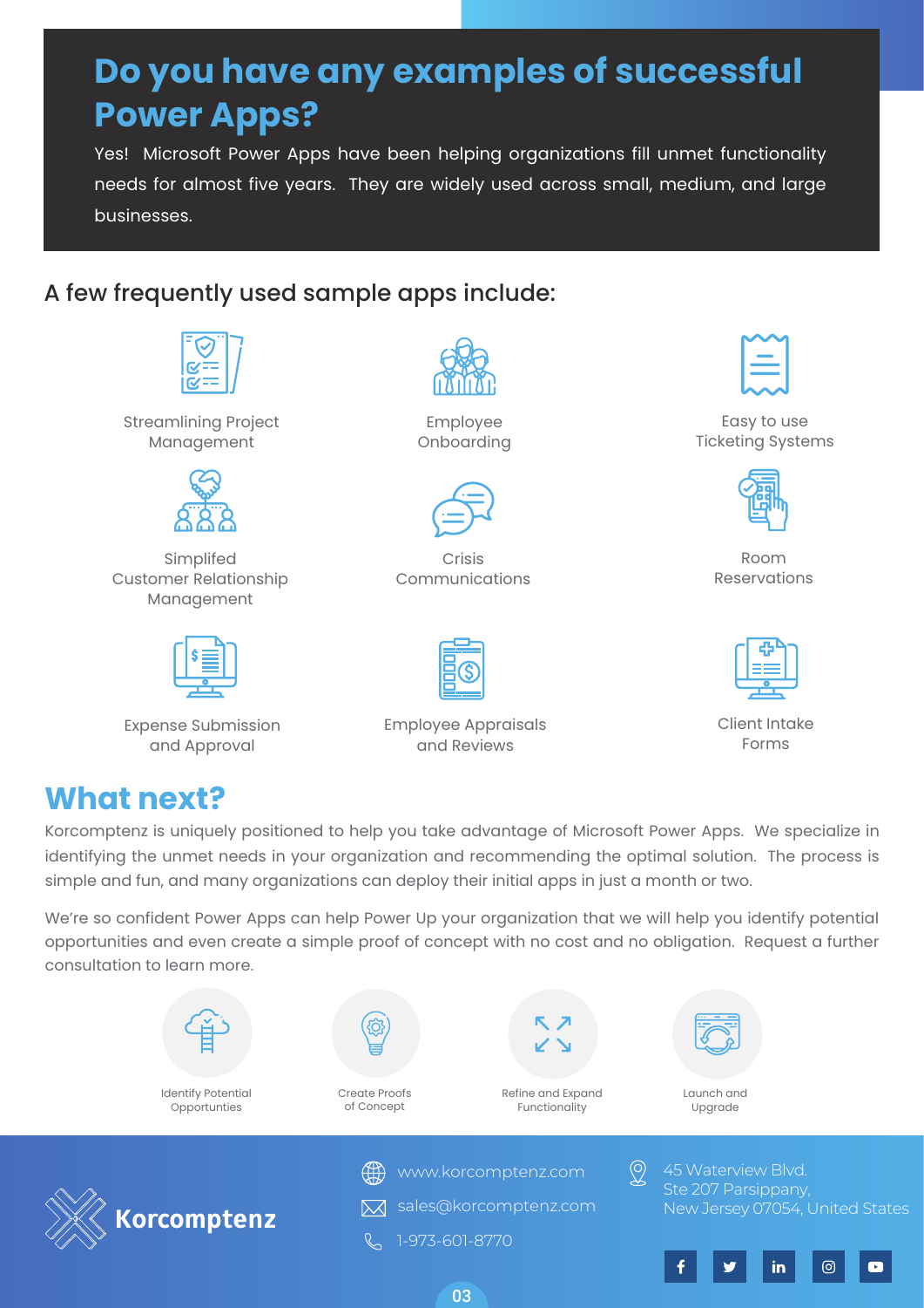# Do you have any examples of successful Power Apps?

Yes! Microsoft Power Apps have been helping organizations fill unmet functionality needs for almost five years. They are widely used across small, medium, and large businesses.

## A few frequently used sample apps include:

- Streamlining Project Management
- Employee Onboarding
- Easy to use Ticketing Systems
- Simplifed Customer Relationship Management
- Crisis Communications
- Room Reservations
- Expense Submission and Approval
- Employee Appraisals and Reviews
- Client Intake Forms

# What next?

Korcomptenz is uniquely positioned to help you take advantage of Microsoft Power Apps. We specialize in identifying the unmet needs in your organization and recommending the optimal solution. The process is simple and fun, and many organizations can deploy their initial apps in just a month or two.

We're so confident Power Apps can help Power Up your organization that we will help you identify potential opportunities and even create a simple proof of concept with no cost and no obligation. Request a further consultation to learn more.

- Identify Potential Opportunties
- Create Proofs of Concept
- Refine and Expand Functionality
- Launch and Upgrade

Korcomptenz

www.korcomptenz.com

sales@korcomptenz.com

1-973-601-8770

45 Waterview Blvd.
Ste 207 Parsippany,
New Jersey 07054, United States